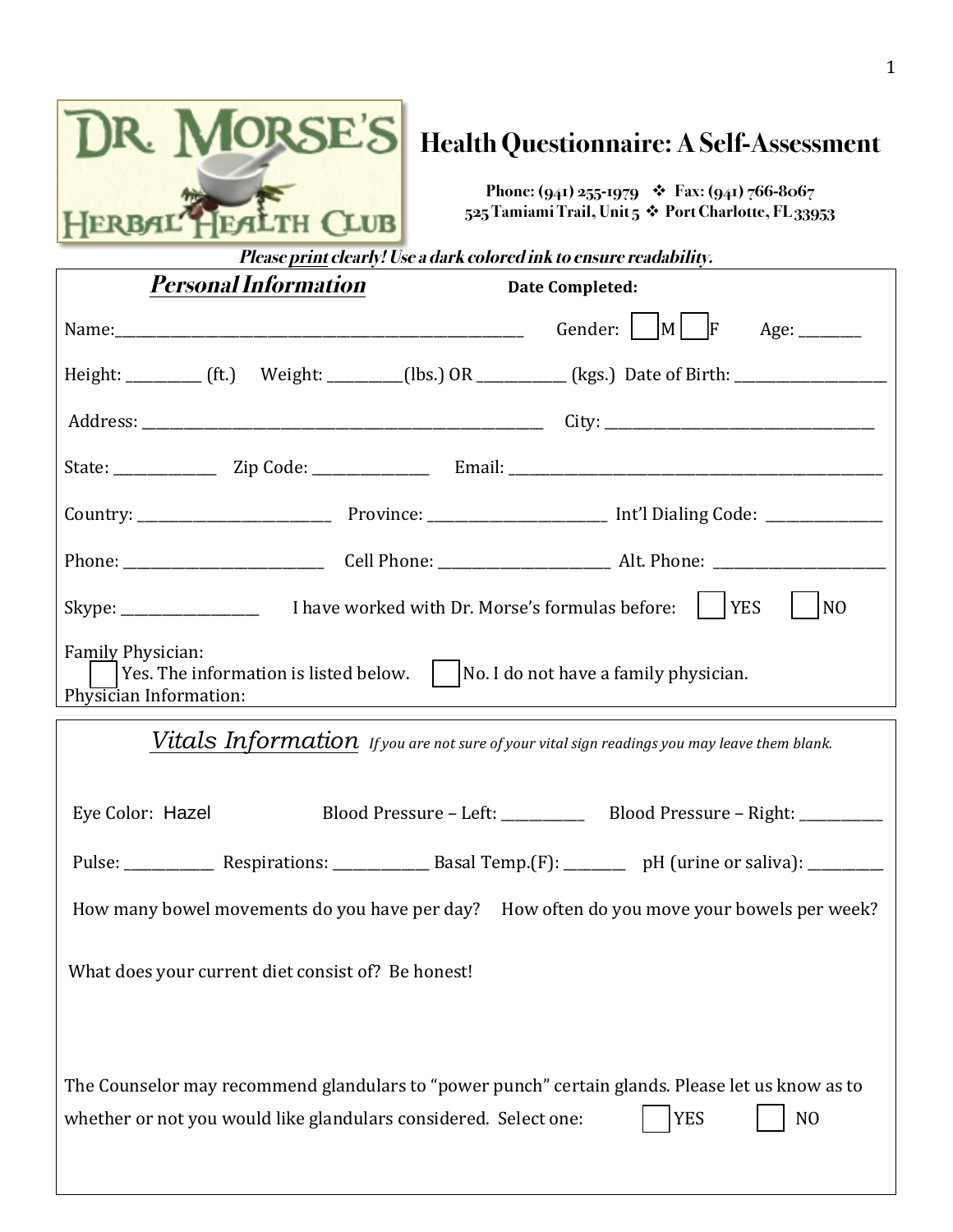DR. MORSE'S HERBAL HEALTH CLUB

# Health Questionnaire: A Self-Assessment

**Phone: (941) 255-1979 ❖ Fax: (941) 766-8067**
**525 Tamiami Trail, Unit 5 ❖ Port Charlotte, FL 33953**

***Please print clearly! Use a dark colored ink to ensure readability.***

## *Personal Information*

**Date Completed:**

Name: ______________________ Gender: ☐ M ☐ F Age: ________

Height: __________ (ft.) Weight: __________(lbs.) OR ____________ (kgs.) Date of Birth: ____________________

Address: ______________________ City: ______________________

State: ______________ Zip Code: ________________ Email: ______________________

Country: ______________________ Province: ______________________ Int'l Dialing Code: ________________

Phone: ______________________ Cell Phone: ______________________ Alt. Phone: ______________________

Skype: ___________________ I have worked with Dr. Morse's formulas before: ☐ YES ☐ NO

Family Physician:
☐ Yes. The information is listed below. ☐ No. I do not have a family physician.
Physician Information:

## *Vitals Information* *If you are not sure of your vital sign readings you may leave them blank.*

Eye Color: Hazel Blood Pressure – Left: ___________ Blood Pressure – Right: ___________

Pulse: ____________ Respirations: _____________ Basal Temp.(F): ________ pH (urine or saliva): __________

How many bowel movements do you have per day? How often do you move your bowels per week?

What does your current diet consist of? Be honest!

The Counselor may recommend glandulars to "power punch" certain glands. Please let us know as to whether or not you would like glandulars considered. Select one: ☐ YES ☐ NO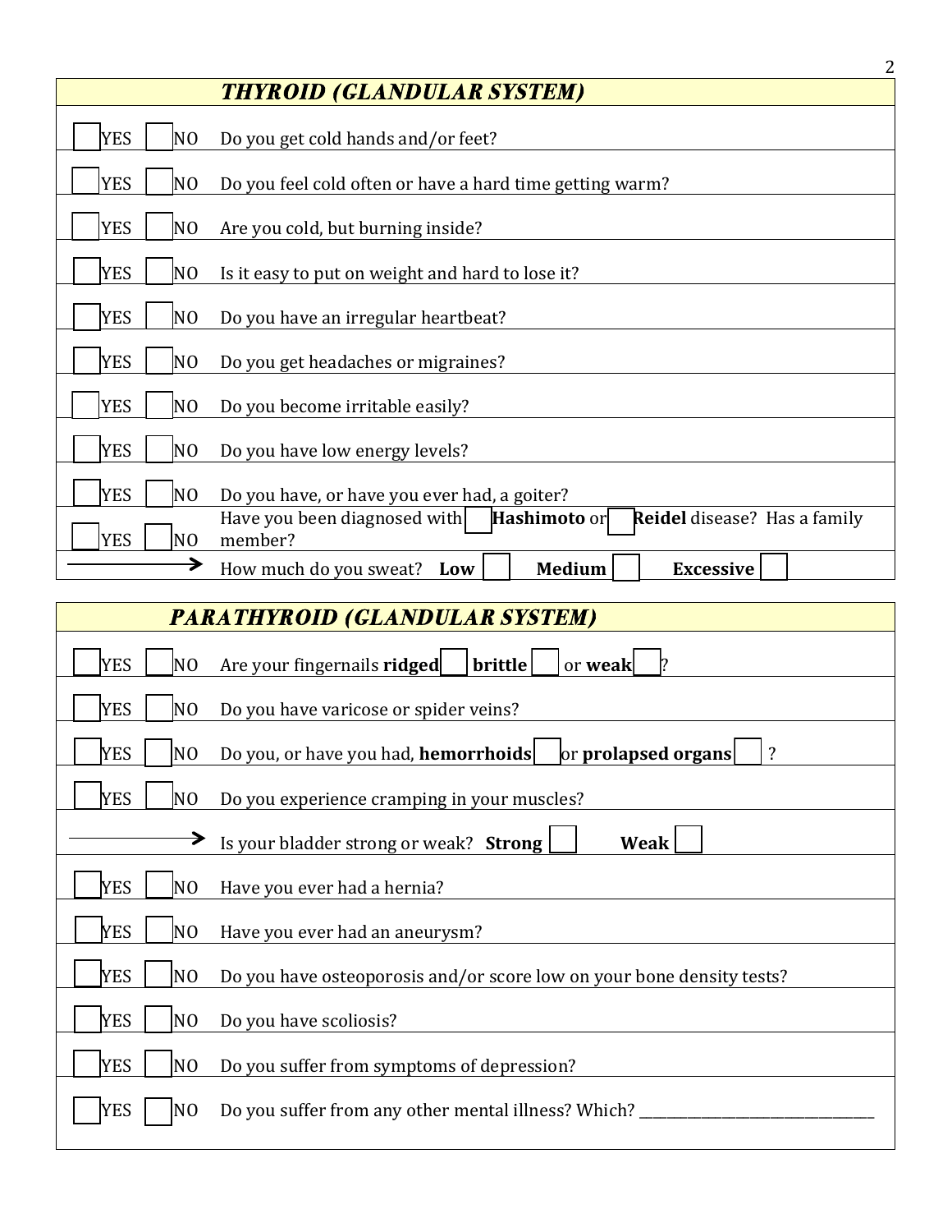## *THYROID (GLANDULAR SYSTEM)*

| | | |
|---|---|---|
| ☐ YES | ☐ NO | Do you get cold hands and/or feet? |
| ☐ YES | ☐ NO | Do you feel cold often or have a hard time getting warm? |
| ☐ YES | ☐ NO | Are you cold, but burning inside? |
| ☐ YES | ☐ NO | Is it easy to put on weight and hard to lose it? |
| ☐ YES | ☐ NO | Do you have an irregular heartbeat? |
| ☐ YES | ☐ NO | Do you get headaches or migraines? |
| ☐ YES | ☐ NO | Do you become irritable easily? |
| ☐ YES | ☐ NO | Do you have low energy levels? |
| ☐ YES | ☐ NO | Do you have, or have you ever had, a goiter? |
| ☐ YES | ☐ NO | Have you been diagnosed with ☐ **Hashimoto** or ☐ **Reidel** disease? Has a family member? |
| → | | How much do you sweat? **Low** ☐ **Medium** ☐ **Excessive** ☐ |

## *PARATHYROID (GLANDULAR SYSTEM)*

| | | |
|---|---|---|
| ☐ YES | ☐ NO | Are your fingernails **ridged** ☐ **brittle** ☐ or **weak** ☐? |
| ☐ YES | ☐ NO | Do you have varicose or spider veins? |
| ☐ YES | ☐ NO | Do you, or have you had, **hemorrhoids** ☐ or **prolapsed organs** ☐ ? |
| ☐ YES | ☐ NO | Do you experience cramping in your muscles? |
| → | | Is your bladder strong or weak? **Strong** ☐ **Weak** ☐ |
| ☐ YES | ☐ NO | Have you ever had a hernia? |
| ☐ YES | ☐ NO | Have you ever had an aneurysm? |
| ☐ YES | ☐ NO | Do you have osteoporosis and/or score low on your bone density tests? |
| ☐ YES | ☐ NO | Do you have scoliosis? |
| ☐ YES | ☐ NO | Do you suffer from symptoms of depression? |
| ☐ YES | ☐ NO | Do you suffer from any other mental illness? Which? ______________________________ |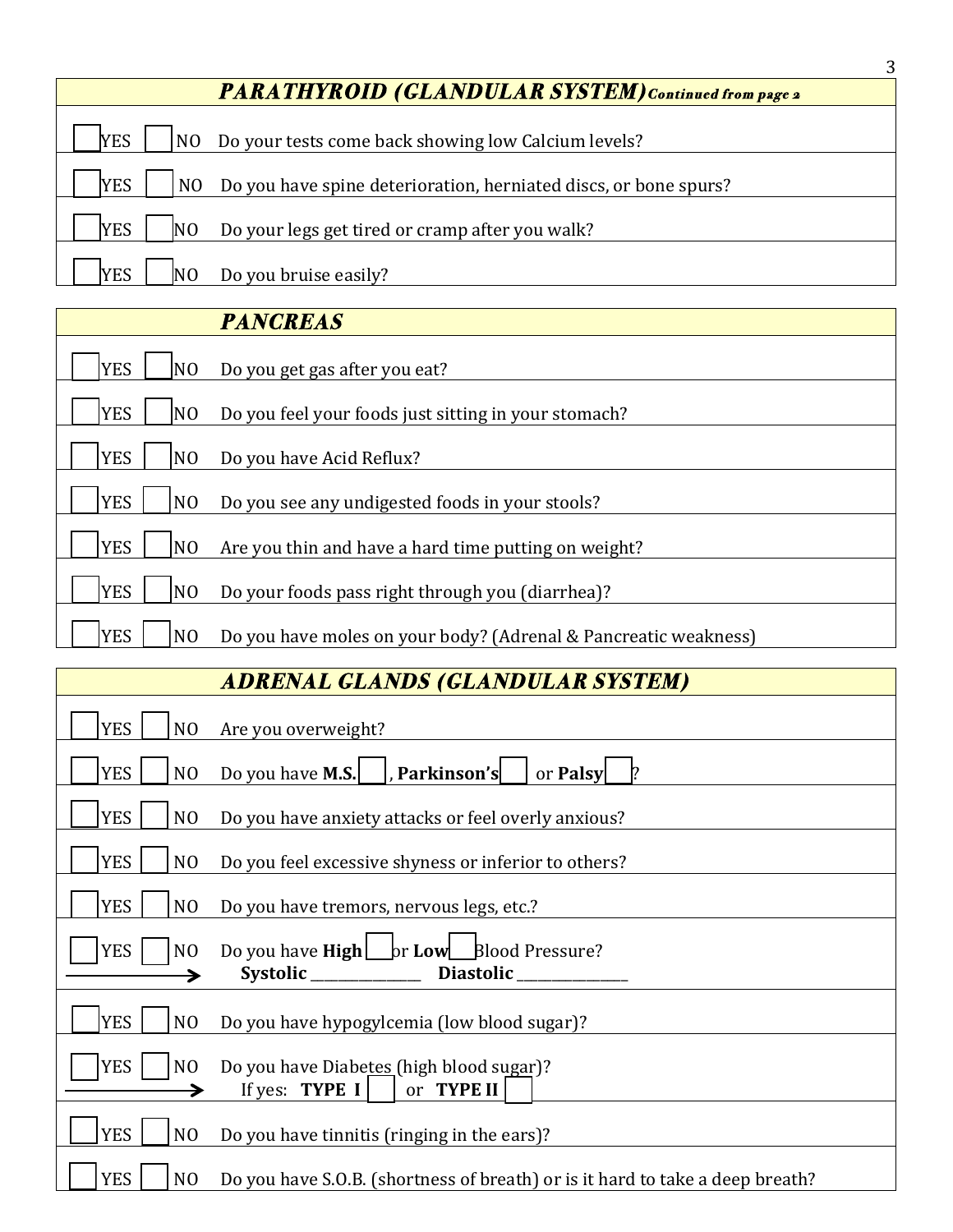## *PARATHYROID (GLANDULAR SYSTEM)* *Continued from page 2*

| | | |
|---|---|---|
| ☐ YES | ☐ NO | Do your tests come back showing low Calcium levels? |
| ☐ YES | ☐ NO | Do you have spine deterioration, herniated discs, or bone spurs? |
| ☐ YES | ☐ NO | Do your legs get tired or cramp after you walk? |
| ☐ YES | ☐ NO | Do you bruise easily? |

## *PANCREAS*

| | | |
|---|---|---|
| ☐ YES | ☐ NO | Do you get gas after you eat? |
| ☐ YES | ☐ NO | Do you feel your foods just sitting in your stomach? |
| ☐ YES | ☐ NO | Do you have Acid Reflux? |
| ☐ YES | ☐ NO | Do you see any undigested foods in your stools? |
| ☐ YES | ☐ NO | Are you thin and have a hard time putting on weight? |
| ☐ YES | ☐ NO | Do your foods pass right through you (diarrhea)? |
| ☐ YES | ☐ NO | Do you have moles on your body? (Adrenal & Pancreatic weakness) |

## *ADRENAL GLANDS (GLANDULAR SYSTEM)*

| | | |
|---|---|---|
| ☐ YES | ☐ NO | Are you overweight? |
| ☐ YES | ☐ NO | Do you have **M.S.** ☐ , **Parkinson's** ☐ or **Palsy** ☐ ? |
| ☐ YES | ☐ NO | Do you have anxiety attacks or feel overly anxious? |
| ☐ YES | ☐ NO | Do you feel excessive shyness or inferior to others? |
| ☐ YES | ☐ NO | Do you have tremors, nervous legs, etc.? |
| ☐ YES | ☐ NO | Do you have **High** ☐ or **Low** ☐ Blood Pressure? → **Systolic** _______________ **Diastolic** _______________ |
| ☐ YES | ☐ NO | Do you have hypogylcemia (low blood sugar)? |
| ☐ YES | ☐ NO | Do you have Diabetes (high blood sugar)? → If yes: **TYPE I** ☐ or **TYPE II** ☐ |
| ☐ YES | ☐ NO | Do you have tinnitis (ringing in the ears)? |
| ☐ YES | ☐ NO | Do you have S.O.B. (shortness of breath) or is it hard to take a deep breath? |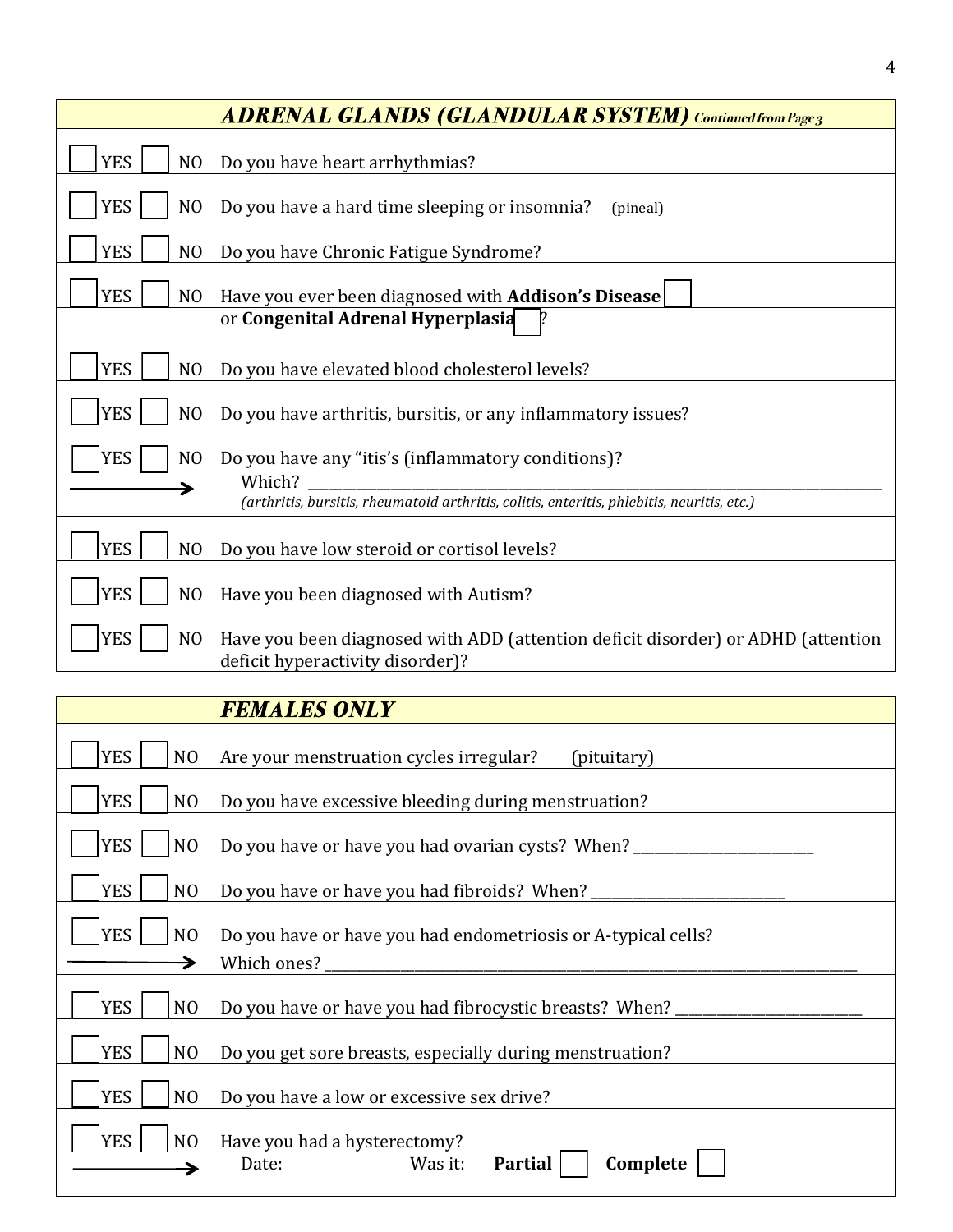## *ADRENAL GLANDS (GLANDULAR SYSTEM)* *Continued from Page 3*

| | | |
|---|---|---|
| ☐ YES | ☐ NO | Do you have heart arrhythmias? |
| ☐ YES | ☐ NO | Do you have a hard time sleeping or insomnia? (pineal) |
| ☐ YES | ☐ NO | Do you have Chronic Fatigue Syndrome? |
| ☐ YES | ☐ NO | Have you ever been diagnosed with **Addison's Disease** ☐ or **Congenital Adrenal Hyperplasia** ☐ ? |
| ☐ YES | ☐ NO | Do you have elevated blood cholesterol levels? |
| ☐ YES | ☐ NO | Do you have arthritis, bursitis, or any inflammatory issues? |
| ☐ YES | ☐ NO | Do you have any "itis's (inflammatory conditions)? → Which? ____________ *(arthritis, bursitis, rheumatoid arthritis, colitis, enteritis, phlebitis, neuritis, etc.)* |
| ☐ YES | ☐ NO | Do you have low steroid or cortisol levels? |
| ☐ YES | ☐ NO | Have you been diagnosed with Autism? |
| ☐ YES | ☐ NO | Have you been diagnosed with ADD (attention deficit disorder) or ADHD (attention deficit hyperactivity disorder)? |

## *FEMALES ONLY*

| | | |
|---|---|---|
| ☐ YES | ☐ NO | Are your menstruation cycles irregular? (pituitary) |
| ☐ YES | ☐ NO | Do you have excessive bleeding during menstruation? |
| ☐ YES | ☐ NO | Do you have or have you had ovarian cysts? When? ____________ |
| ☐ YES | ☐ NO | Do you have or have you had fibroids? When? ____________ |
| ☐ YES | ☐ NO | Do you have or have you had endometriosis or A-typical cells? → Which ones? ____________ |
| ☐ YES | ☐ NO | Do you have or have you had fibrocystic breasts? When? ____________ |
| ☐ YES | ☐ NO | Do you get sore breasts, especially during menstruation? |
| ☐ YES | ☐ NO | Do you have a low or excessive sex drive? |
| ☐ YES | ☐ NO | Have you had a hysterectomy? → Date: Was it: **Partial** ☐ **Complete** ☐ |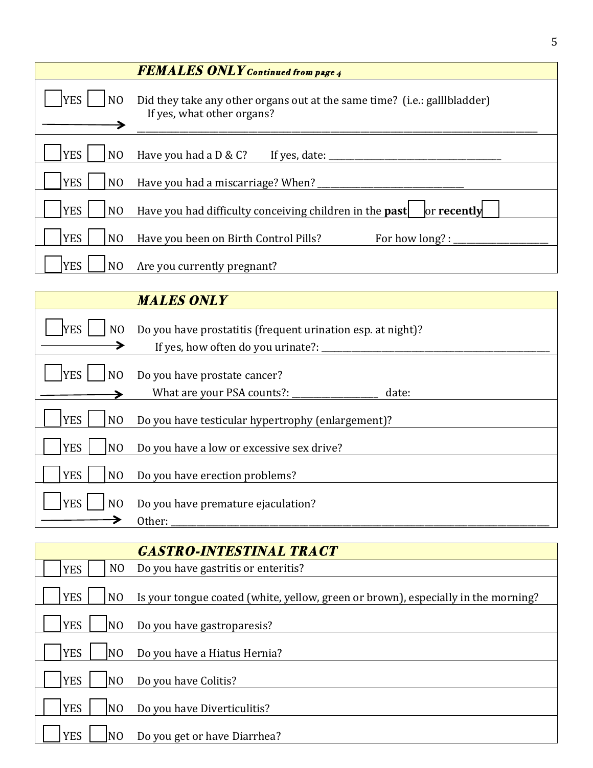| | FEMALES ONLY *Continued from page 4* |
|---|---|
| ☐ YES ☐ NO → | Did they take any other organs out at the same time? (i.e.: galllbladder) If yes, what other organs? ______________________________ |
| ☐ YES ☐ NO | Have you had a D & C? If yes, date: ______________________ |
| ☐ YES ☐ NO | Have you had a miscarriage? When? ______________________ |
| ☐ YES ☐ NO | Have you had difficulty conceiving children in the **past** ☐ or **recently** ☐ |
| ☐ YES ☐ NO | Have you been on Birth Control Pills? For how long? : ______________ |
| ☐ YES ☐ NO | Are you currently pregnant? |

| | MALES ONLY |
|---|---|
| ☐ YES ☐ NO → | Do you have prostatitis (frequent urination esp. at night)? If yes, how often do you urinate?: ______________________ |
| ☐ YES ☐ NO → | Do you have prostate cancer? What are your PSA counts?: ______________ date: |
| ☐ YES ☐ NO | Do you have testicular hypertrophy (enlargement)? |
| ☐ YES ☐ NO | Do you have a low or excessive sex drive? |
| ☐ YES ☐ NO | Do you have erection problems? |
| ☐ YES ☐ NO → | Do you have premature ejaculation? Other: ______________________ |

| | GASTRO-INTESTINAL TRACT |
|---|---|
| ☐ YES ☐ NO | Do you have gastritis or enteritis? |
| ☐ YES ☐ NO | Is your tongue coated (white, yellow, green or brown), especially in the morning? |
| ☐ YES ☐ NO | Do you have gastroparesis? |
| ☐ YES ☐ NO | Do you have a Hiatus Hernia? |
| ☐ YES ☐ NO | Do you have Colitis? |
| ☐ YES ☐ NO | Do you have Diverticulitis? |
| ☐ YES ☐ NO | Do you get or have Diarrhea? |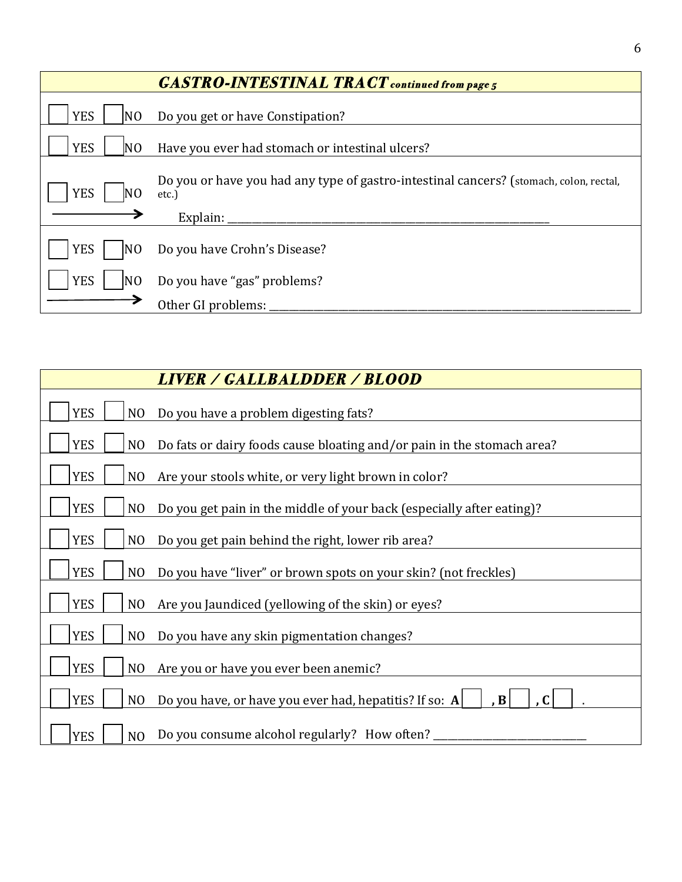## *GASTRO-INTESTINAL TRACT* *continued from page 5*

| YES | NO | Question |
|---|---|---|
| ☐ YES | ☐ NO | Do you get or have Constipation? |
| ☐ YES | ☐ NO | Have you ever had stomach or intestinal ulcers? |
| ☐ YES | ☐ NO | Do you or have you had any type of gastro-intestinal cancers? (stomach, colon, rectal, etc.) |
| → | | Explain: ___________________________________________________________ |
| ☐ YES | ☐ NO | Do you have Crohn's Disease? |
| ☐ YES | ☐ NO | Do you have "gas" problems? |
| → | | Other GI problems: ___________________________________________________________ |

## *LIVER / GALLBALDDER / BLOOD*

| YES | NO | Question |
|---|---|---|
| ☐ YES | ☐ NO | Do you have a problem digesting fats? |
| ☐ YES | ☐ NO | Do fats or dairy foods cause bloating and/or pain in the stomach area? |
| ☐ YES | ☐ NO | Are your stools white, or very light brown in color? |
| ☐ YES | ☐ NO | Do you get pain in the middle of your back (especially after eating)? |
| ☐ YES | ☐ NO | Do you get pain behind the right, lower rib area? |
| ☐ YES | ☐ NO | Do you have "liver" or brown spots on your skin? (not freckles) |
| ☐ YES | ☐ NO | Are you Jaundiced (yellowing of the skin) or eyes? |
| ☐ YES | ☐ NO | Do you have any skin pigmentation changes? |
| ☐ YES | ☐ NO | Are you or have you ever been anemic? |
| ☐ YES | ☐ NO | Do you have, or have you ever had, hepatitis? If so: **A** ☐ **, B** ☐ **, C** ☐ . |
| ☐ YES | ☐ NO | Do you consume alcohol regularly? How often? ___________________________ |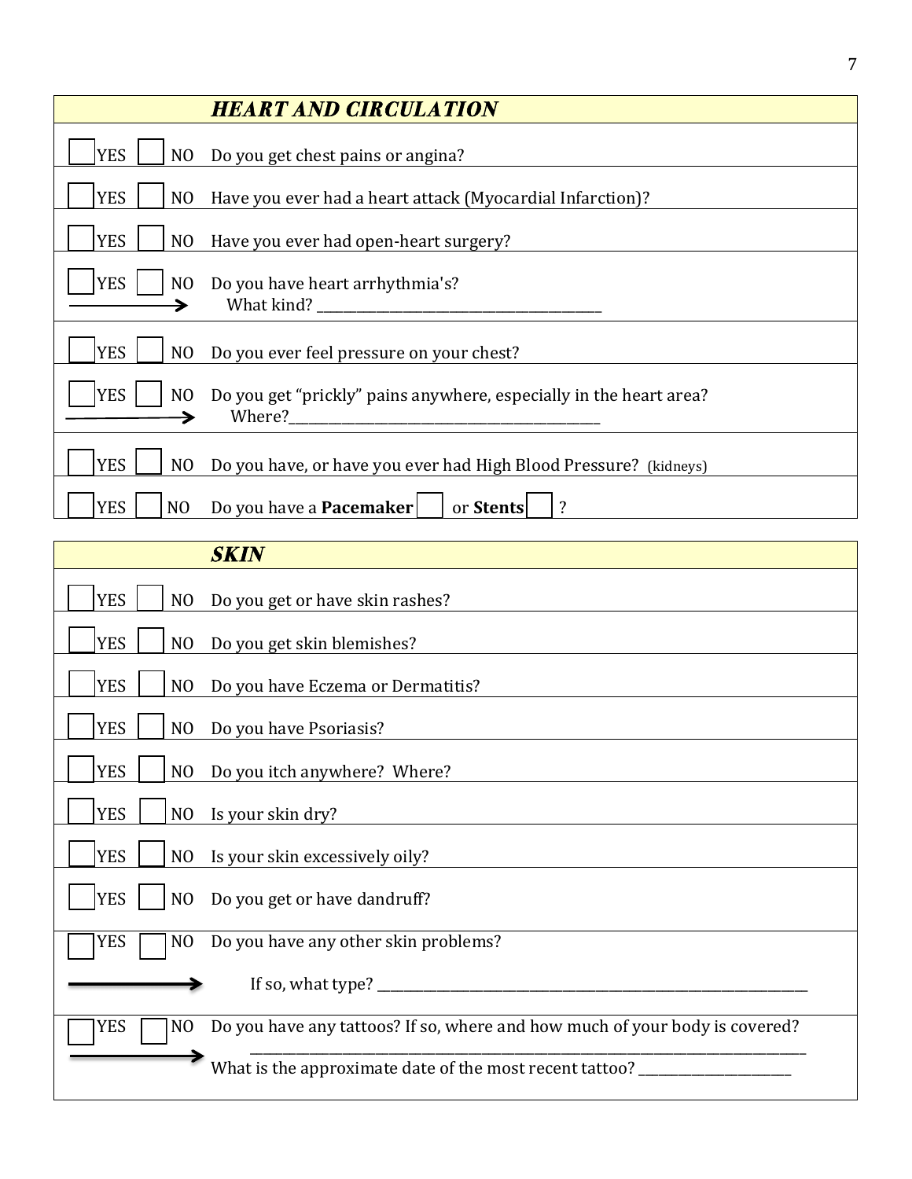## HEART AND CIRCULATION

| | | |
|---|---|---|
| ☐ YES | ☐ NO | Do you get chest pains or angina? |
| ☐ YES | ☐ NO | Have you ever had a heart attack (Myocardial Infarction)? |
| ☐ YES | ☐ NO | Have you ever had open-heart surgery? |
| ☐ YES | ☐ NO | Do you have heart arrhythmia's? → What kind? ______________________________________ |
| ☐ YES | ☐ NO | Do you ever feel pressure on your chest? |
| ☐ YES | ☐ NO | Do you get "prickly" pains anywhere, especially in the heart area? → Where?_________________________________________ |
| ☐ YES | ☐ NO | Do you have, or have you ever had High Blood Pressure? (kidneys) |
| ☐ YES | ☐ NO | Do you have a **Pacemaker** ☐ or **Stents** ☐ ? |

## SKIN

| | | |
|---|---|---|
| ☐ YES | ☐ NO | Do you get or have skin rashes? |
| ☐ YES | ☐ NO | Do you get skin blemishes? |
| ☐ YES | ☐ NO | Do you have Eczema or Dermatitis? |
| ☐ YES | ☐ NO | Do you have Psoriasis? |
| ☐ YES | ☐ NO | Do you itch anywhere? Where? |
| ☐ YES | ☐ NO | Is your skin dry? |
| ☐ YES | ☐ NO | Is your skin excessively oily? |
| ☐ YES | ☐ NO | Do you get or have dandruff? |
| ☐ YES | ☐ NO | Do you have any other skin problems? → If so, what type? _______________________________________________________________ |
| ☐ YES | ☐ NO | Do you have any tattoos? If so, where and how much of your body is covered? ______________________________________________________________________________ → What is the approximate date of the most recent tattoo? ____________________ |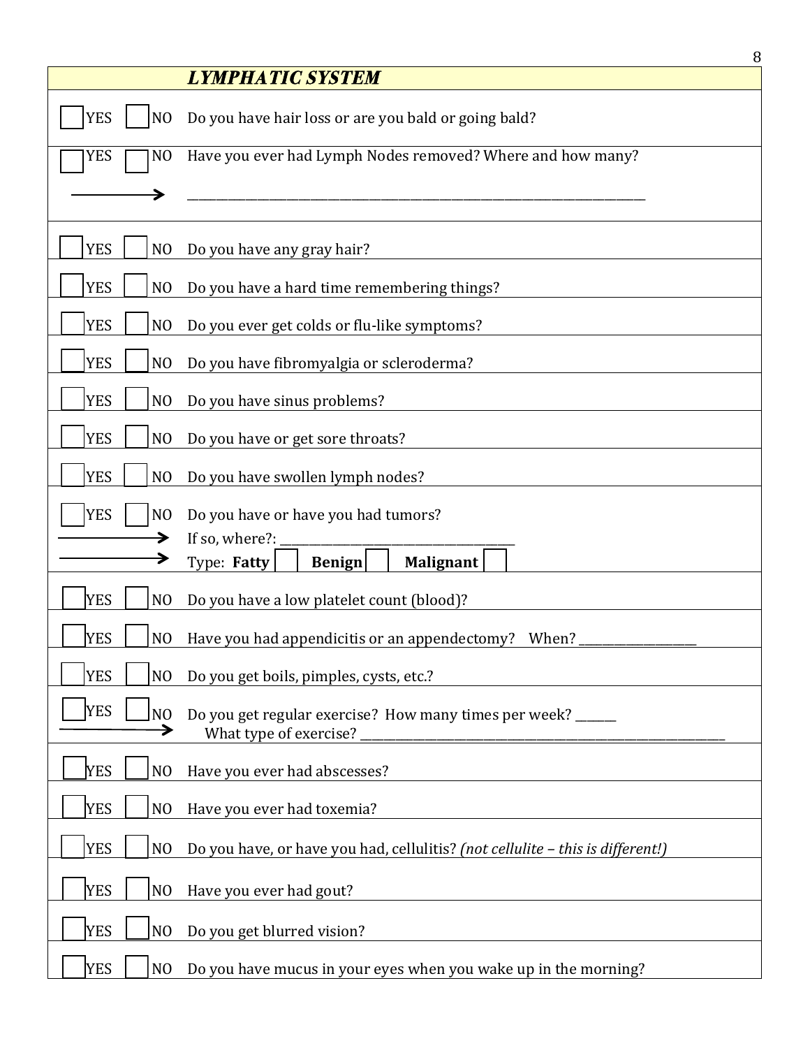## *LYMPHATIC SYSTEM*

| | | |
|---|---|---|
| ☐ YES | ☐ NO | Do you have hair loss or are you bald or going bald? |
| ☐ YES | ☐ NO | Have you ever had Lymph Nodes removed? Where and how many? |
| → | | ______________________________________________________________________ |
| ☐ YES | ☐ NO | Do you have any gray hair? |
| ☐ YES | ☐ NO | Do you have a hard time remembering things? |
| ☐ YES | ☐ NO | Do you ever get colds or flu-like symptoms? |
| ☐ YES | ☐ NO | Do you have fibromyalgia or scleroderma? |
| ☐ YES | ☐ NO | Do you have sinus problems? |
| ☐ YES | ☐ NO | Do you have or get sore throats? |
| ☐ YES | ☐ NO | Do you have swollen lymph nodes? |
| ☐ YES | ☐ NO | Do you have or have you had tumors? |
| → | | If so, where?: ____________________________________ |
| → | | Type: **Fatty** ☐ **Benign** ☐ **Malignant** ☐ |
| ☐ YES | ☐ NO | Do you have a low platelet count (blood)? |
| ☐ YES | ☐ NO | Have you had appendicitis or an appendectomy? When? __________________ |
| ☐ YES | ☐ NO | Do you get boils, pimples, cysts, etc.? |
| ☐ YES | ☐ NO | Do you get regular exercise? How many times per week? ______ |
| → | | What type of exercise? ____________________________________________________________ |
| ☐ YES | ☐ NO | Have you ever had abscesses? |
| ☐ YES | ☐ NO | Have you ever had toxemia? |
| ☐ YES | ☐ NO | Do you have, or have you had, cellulitis? *(not cellulite – this is different!)* |
| ☐ YES | ☐ NO | Have you ever had gout? |
| ☐ YES | ☐ NO | Do you get blurred vision? |
| ☐ YES | ☐ NO | Do you have mucus in your eyes when you wake up in the morning? |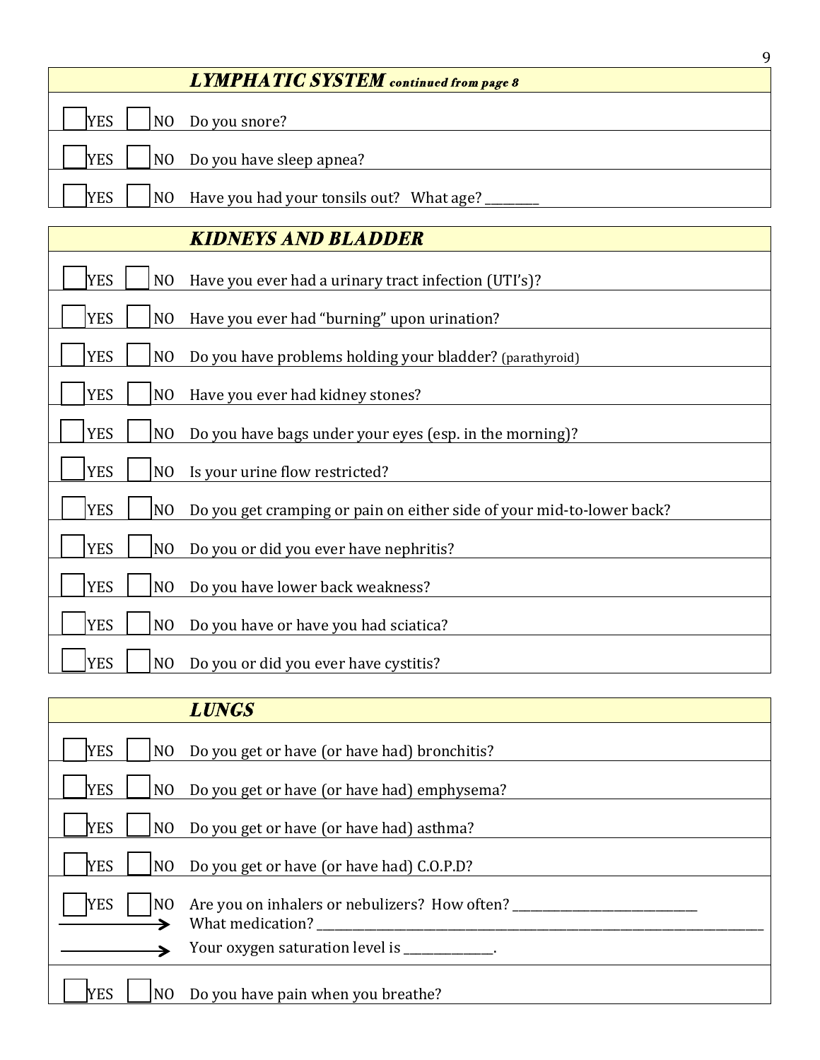### *LYMPHATIC SYSTEM* *continued from page 8*

- [ ] YES [ ] NO Do you snore?
- [ ] YES [ ] NO Do you have sleep apnea?
- [ ] YES [ ] NO Have you had your tonsils out? What age? ________

### *KIDNEYS AND BLADDER*

- [ ] YES [ ] NO Have you ever had a urinary tract infection (UTI's)?
- [ ] YES [ ] NO Have you ever had "burning" upon urination?
- [ ] YES [ ] NO Do you have problems holding your bladder? (parathyroid)
- [ ] YES [ ] NO Have you ever had kidney stones?
- [ ] YES [ ] NO Do you have bags under your eyes (esp. in the morning)?
- [ ] YES [ ] NO Is your urine flow restricted?
- [ ] YES [ ] NO Do you get cramping or pain on either side of your mid-to-lower back?
- [ ] YES [ ] NO Do you or did you ever have nephritis?
- [ ] YES [ ] NO Do you have lower back weakness?
- [ ] YES [ ] NO Do you have or have you had sciatica?
- [ ] YES [ ] NO Do you or did you ever have cystitis?

### *LUNGS*

- [ ] YES [ ] NO Do you get or have (or have had) bronchitis?
- [ ] YES [ ] NO Do you get or have (or have had) emphysema?
- [ ] YES [ ] NO Do you get or have (or have had) asthma?
- [ ] YES [ ] NO Do you get or have (or have had) C.O.P.D?
- [ ] YES [ ] NO Are you on inhalers or nebulizers? How often? ____________________________
  - → What medication? ____________________________________________________________________
  - → Your oxygen saturation level is _____________.
- [ ] YES [ ] NO Do you have pain when you breathe?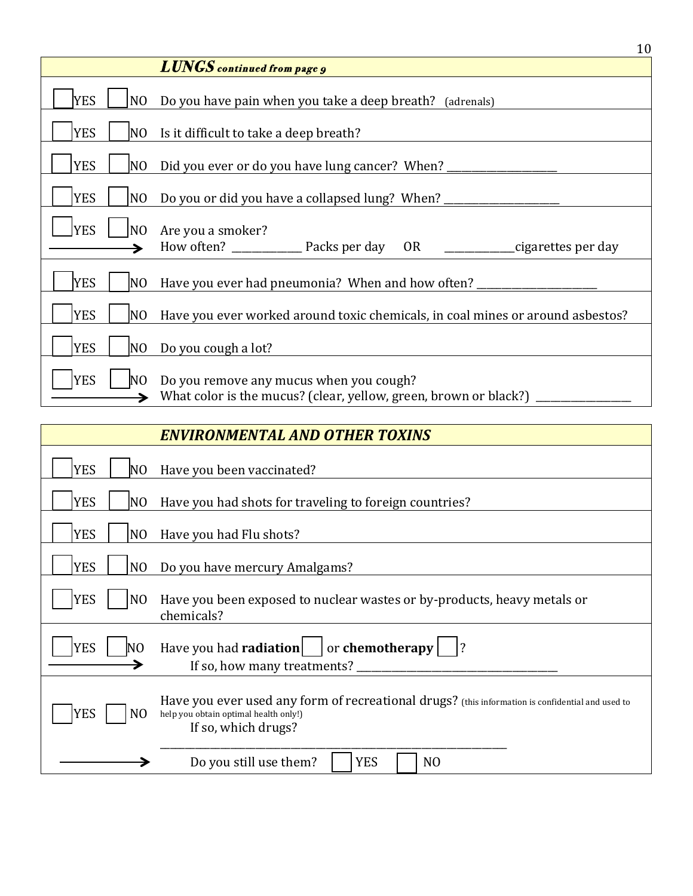## *LUNGS continued from page 9*

| | |
|---|---|
| ☐ YES ☐ NO | Do you have pain when you take a deep breath? (adrenals) |
| ☐ YES ☐ NO | Is it difficult to take a deep breath? |
| ☐ YES ☐ NO | Did you ever or do you have lung cancer? When? ____________________ |
| ☐ YES ☐ NO | Do you or did you have a collapsed lung? When? ____________________ |
| ☐ YES ☐ NO | Are you a smoker? |
| → | How often? ____________ Packs per day OR ____________cigarettes per day |
| ☐ YES ☐ NO | Have you ever had pneumonia? When and how often? ______________________ |
| ☐ YES ☐ NO | Have you ever worked around toxic chemicals, in coal mines or around asbestos? |
| ☐ YES ☐ NO | Do you cough a lot? |
| ☐ YES ☐ NO | Do you remove any mucus when you cough? |
| → | What color is the mucus? (clear, yellow, green, brown or black?) _________________ |

## *ENVIRONMENTAL AND OTHER TOXINS*

| | |
|---|---|
| ☐ YES ☐ NO | Have you been vaccinated? |
| ☐ YES ☐ NO | Have you had shots for traveling to foreign countries? |
| ☐ YES ☐ NO | Have you had Flu shots? |
| ☐ YES ☐ NO | Do you have mercury Amalgams? |
| ☐ YES ☐ NO | Have you been exposed to nuclear wastes or by-products, heavy metals or chemicals? |
| ☐ YES ☐ NO | Have you had **radiation** ☐ or **chemotherapy** ☐? |
| → | If so, how many treatments? ___________________________________ |
| ☐ YES ☐ NO | Have you ever used any form of recreational drugs? (this information is confidential and used to help you obtain optimal health only!) If so, which drugs? _________________________________________________________________ |
| → | Do you still use them? ☐ YES ☐ NO |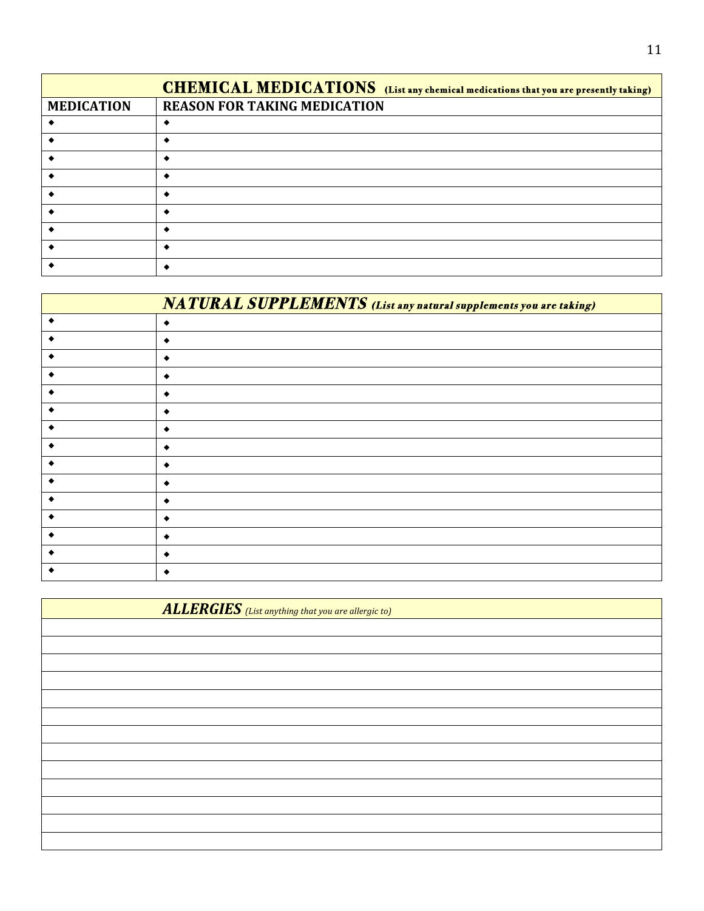## CHEMICAL MEDICATIONS (List any chemical medications that you are presently taking)

| MEDICATION | REASON FOR TAKING MEDICATION |
|---|---|
| ◆ | ◆ |
| ◆ | ◆ |
| ◆ | ◆ |
| ◆ | ◆ |
| ◆ | ◆ |
| ◆ | ◆ |
| ◆ | ◆ |
| ◆ | ◆ |
| ◆ | ◆ |

## *NATURAL SUPPLEMENTS* *(List any natural supplements you are taking)*

| | |
|---|---|
| ◆ | ◆ |
| ◆ | ◆ |
| ◆ | ◆ |
| ◆ | ◆ |
| ◆ | ◆ |
| ◆ | ◆ |
| ◆ | ◆ |
| ◆ | ◆ |
| ◆ | ◆ |
| ◆ | ◆ |
| ◆ | ◆ |
| ◆ | ◆ |
| ◆ | ◆ |
| ◆ | ◆ |
| ◆ | ◆ |

## *ALLERGIES* *(List anything that you are allergic to)*

| |
|---|
| |
| |
| |
| |
| |
| |
| |
| |
| |
| |
| |
| |
| |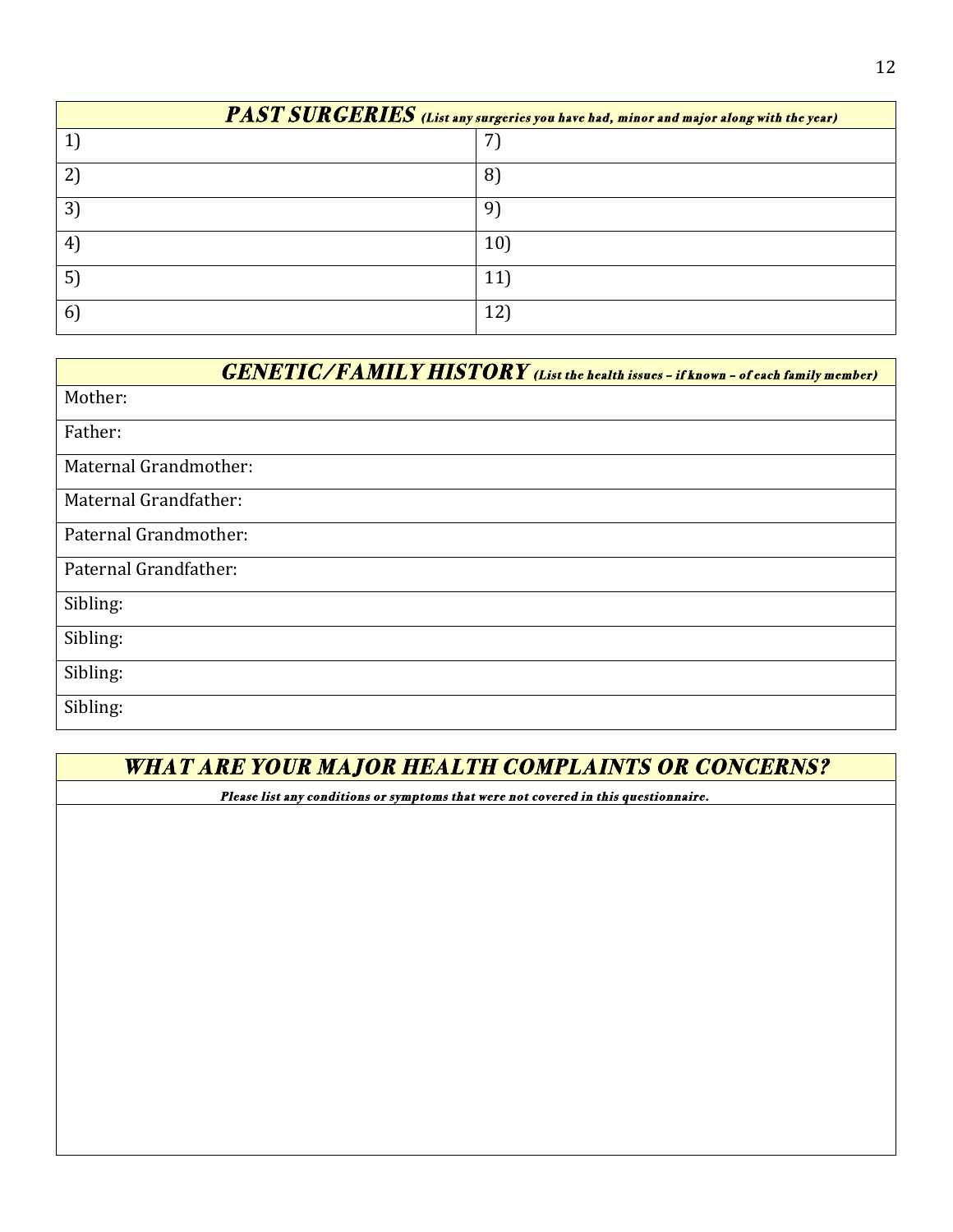| **PAST SURGERIES** *(List any surgeries you have had, minor and major along with the year)* | |
|---|---|
| 1) | 7) |
| 2) | 8) |
| 3) | 9) |
| 4) | 10) |
| 5) | 11) |
| 6) | 12) |

| **GENETIC/FAMILY HISTORY** *(List the health issues – if known – of each family member)* |
|---|
| Mother: |
| Father: |
| Maternal Grandmother: |
| Maternal Grandfather: |
| Paternal Grandmother: |
| Paternal Grandfather: |
| Sibling: |
| Sibling: |
| Sibling: |
| Sibling: |

| ***WHAT ARE YOUR MAJOR HEALTH COMPLAINTS OR CONCERNS?*** |
|---|
| ***Please list any conditions or symptoms that were not covered in this questionnaire.*** |
| |